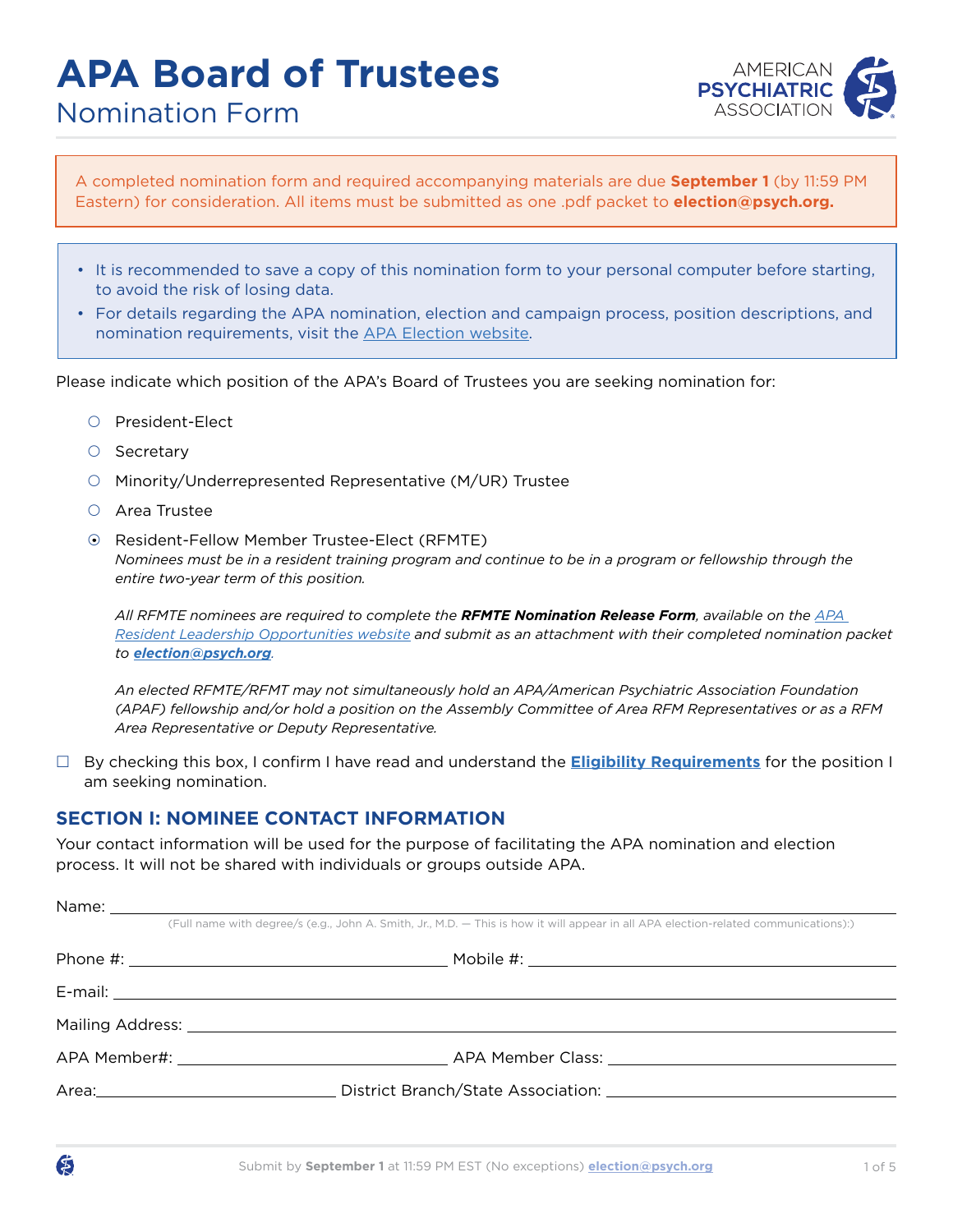# APA Board of Trustees

## Nomination Form

A completed nomination form and required accompanying materials are due **September 1** (by 11:59 PM Eastern) for consideration. All items must be submitted as one .pdf packet to **election@psych.org.**

- It is recommended to save a copy of this nomination form to your personal computer before starting, to avoid the risk of losing data.
- For details regarding the APA nomination, election and campaign process, position descriptions, and nomination requirements, visit the APA Election website.

Please indicate which position of the APA's Board of Trustees you are seeking nomination for:

○ President-Elect

○ Secretary

○ Minority/Underrepresented Representative (M/UR) Trustee

○ Area Trustee

⦿ Resident-Fellow Member Trustee-Elect (RFMTE)
*Nominees must be in a resident training program and continue to be in a program or fellowship through the entire two-year term of this position.*

*All RFMTE nominees are required to complete the* ***RFMTE Nomination Release Form****, available on the APA Resident Leadership Opportunities website and submit as an attachment with their completed nomination packet to* ***election@psych.org****.*

*An elected RFMTE/RFMT may not simultaneously hold an APA/American Psychiatric Association Foundation (APAF) fellowship and/or hold a position on the Assembly Committee of Area RFM Representatives or as a RFM Area Representative or Deputy Representative.*

☐ By checking this box, I confirm I have read and understand the **Eligibility Requirements** for the position I am seeking nomination.

## SECTION I: NOMINEE CONTACT INFORMATION

Your contact information will be used for the purpose of facilitating the APA nomination and election process. It will not be shared with individuals or groups outside APA.

Name: ______________________________
(Full name with degree/s (e.g., John A. Smith, Jr., M.D. — This is how it will appear in all APA election-related communications):)

Phone #: ______________________________ Mobile #: ______________________________

E-mail: ______________________________

Mailing Address: ______________________________

APA Member#: ______________________________ APA Member Class: ______________________________

Area: ______________________________ District Branch/State Association: ______________________________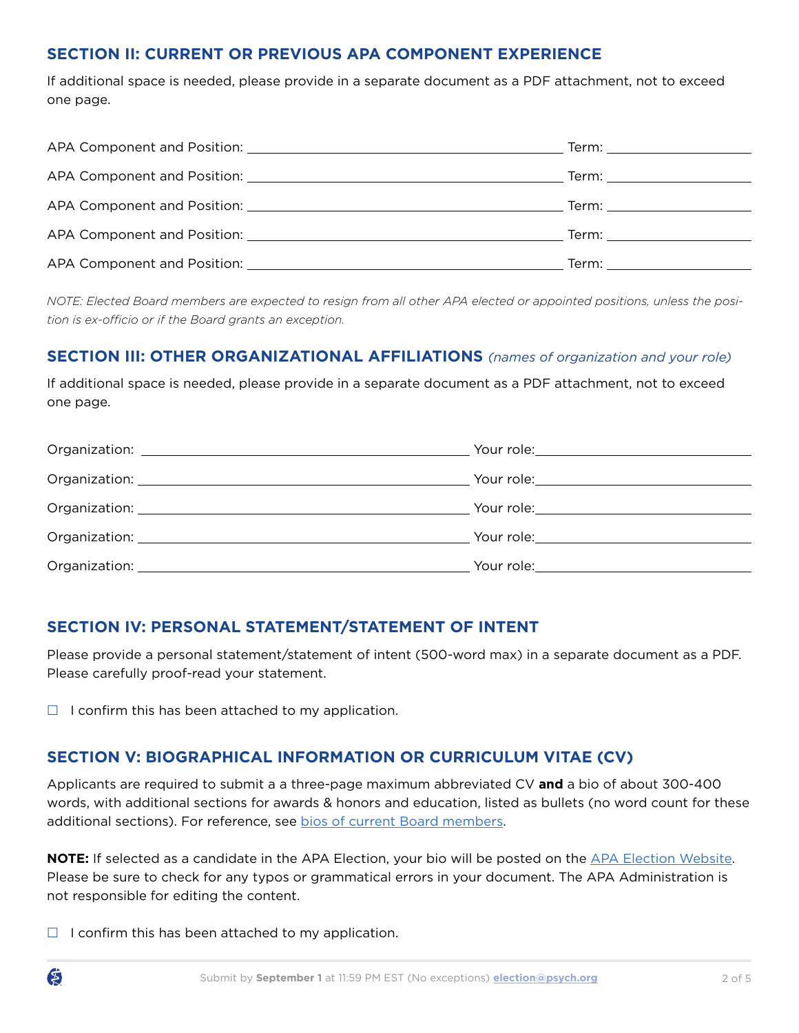## SECTION II: CURRENT OR PREVIOUS APA COMPONENT EXPERIENCE

If additional space is needed, please provide in a separate document as a PDF attachment, not to exceed one page.

APA Component and Position: ____________________________________________ Term: ____________________

APA Component and Position: ____________________________________________ Term: ____________________

APA Component and Position: ____________________________________________ Term: ____________________

APA Component and Position: ____________________________________________ Term: ____________________

APA Component and Position: ____________________________________________ Term: ____________________

*NOTE: Elected Board members are expected to resign from all other APA elected or appointed positions, unless the position is ex-officio or if the Board grants an exception.*

## SECTION III: OTHER ORGANIZATIONAL AFFILIATIONS *(names of organization and your role)*

If additional space is needed, please provide in a separate document as a PDF attachment, not to exceed one page.

Organization: ____________________________________________ Your role: ______________________________

Organization: ____________________________________________ Your role: ______________________________

Organization: ____________________________________________ Your role: ______________________________

Organization: ____________________________________________ Your role: ______________________________

Organization: ____________________________________________ Your role: ______________________________

## SECTION IV: PERSONAL STATEMENT/STATEMENT OF INTENT

Please provide a personal statement/statement of intent (500-word max) in a separate document as a PDF. Please carefully proof-read your statement.

☐ I confirm this has been attached to my application.

## SECTION V: BIOGRAPHICAL INFORMATION OR CURRICULUM VITAE (CV)

Applicants are required to submit a a three-page maximum abbreviated CV **and** a bio of about 300-400 words, with additional sections for awards & honors and education, listed as bullets (no word count for these additional sections). For reference, see bios of current Board members.

**NOTE:** If selected as a candidate in the APA Election, your bio will be posted on the APA Election Website. Please be sure to check for any typos or grammatical errors in your document. The APA Administration is not responsible for editing the content.

☐ I confirm this has been attached to my application.

Submit by **September 1** at 11:59 PM EST (No exceptions) **election@psych.org**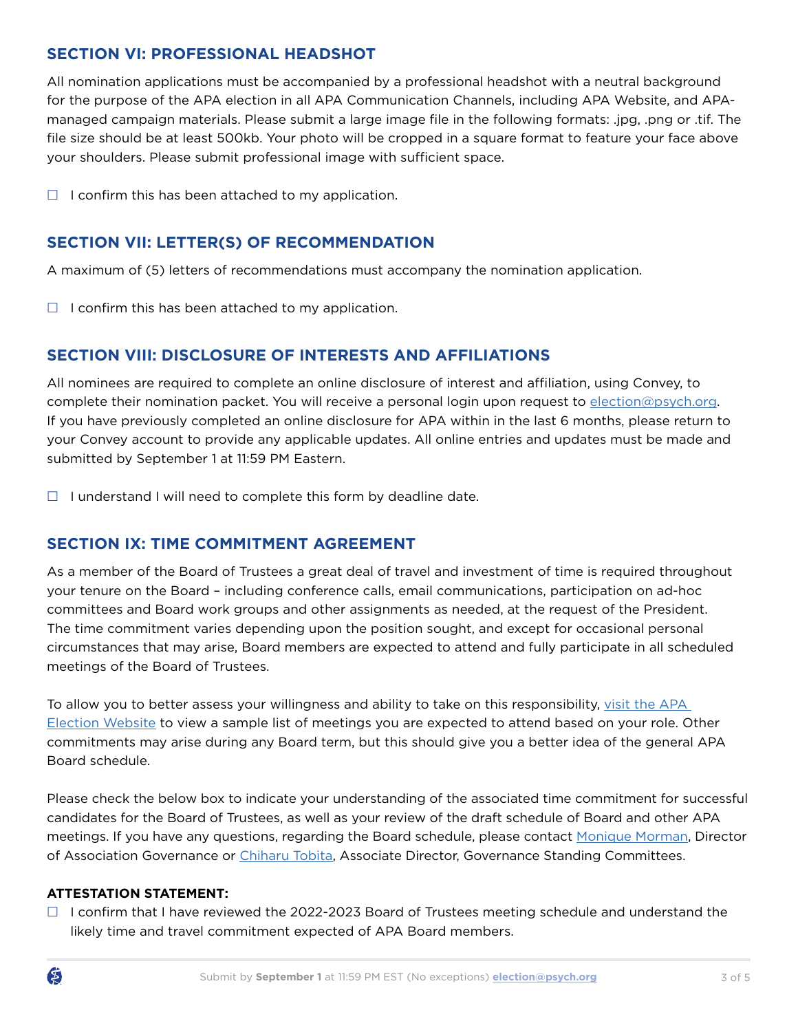## SECTION VI: PROFESSIONAL HEADSHOT

All nomination applications must be accompanied by a professional headshot with a neutral background for the purpose of the APA election in all APA Communication Channels, including APA Website, and APA-managed campaign materials. Please submit a large image file in the following formats: .jpg, .png or .tif. The file size should be at least 500kb. Your photo will be cropped in a square format to feature your face above your shoulders. Please submit professional image with sufficient space.

☐ I confirm this has been attached to my application.

## SECTION VII: LETTER(S) OF RECOMMENDATION

A maximum of (5) letters of recommendations must accompany the nomination application.

☐ I confirm this has been attached to my application.

## SECTION VIII: DISCLOSURE OF INTERESTS AND AFFILIATIONS

All nominees are required to complete an online disclosure of interest and affiliation, using Convey, to complete their nomination packet. You will receive a personal login upon request to election@psych.org. If you have previously completed an online disclosure for APA within in the last 6 months, please return to your Convey account to provide any applicable updates. All online entries and updates must be made and submitted by September 1 at 11:59 PM Eastern.

☐ I understand I will need to complete this form by deadline date.

## SECTION IX: TIME COMMITMENT AGREEMENT

As a member of the Board of Trustees a great deal of travel and investment of time is required throughout your tenure on the Board – including conference calls, email communications, participation on ad-hoc committees and Board work groups and other assignments as needed, at the request of the President. The time commitment varies depending upon the position sought, and except for occasional personal circumstances that may arise, Board members are expected to attend and fully participate in all scheduled meetings of the Board of Trustees.

To allow you to better assess your willingness and ability to take on this responsibility, visit the APA Election Website to view a sample list of meetings you are expected to attend based on your role. Other commitments may arise during any Board term, but this should give you a better idea of the general APA Board schedule.

Please check the below box to indicate your understanding of the associated time commitment for successful candidates for the Board of Trustees, as well as your review of the draft schedule of Board and other APA meetings. If you have any questions, regarding the Board schedule, please contact Monique Morman, Director of Association Governance or Chiharu Tobita, Associate Director, Governance Standing Committees.

**ATTESTATION STATEMENT:**

☐ I confirm that I have reviewed the 2022-2023 Board of Trustees meeting schedule and understand the likely time and travel commitment expected of APA Board members.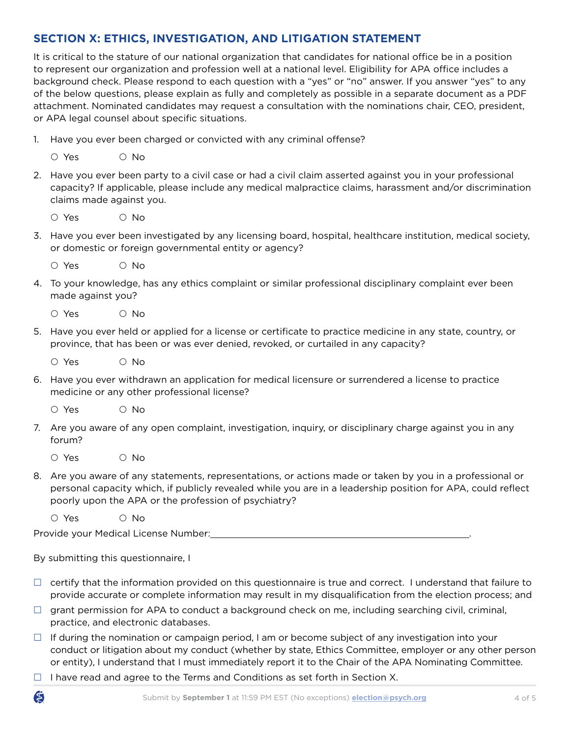## SECTION X: ETHICS, INVESTIGATION, AND LITIGATION STATEMENT

It is critical to the stature of our national organization that candidates for national office be in a position to represent our organization and profession well at a national level. Eligibility for APA office includes a background check. Please respond to each question with a "yes" or "no" answer. If you answer "yes" to any of the below questions, please explain as fully and completely as possible in a separate document as a PDF attachment. Nominated candidates may request a consultation with the nominations chair, CEO, president, or APA legal counsel about specific situations.

1. Have you ever been charged or convicted with any criminal offense?

   ○ Yes ○ No

2. Have you ever been party to a civil case or had a civil claim asserted against you in your professional capacity? If applicable, please include any medical malpractice claims, harassment and/or discrimination claims made against you.

   ○ Yes ○ No

3. Have you ever been investigated by any licensing board, hospital, healthcare institution, medical society, or domestic or foreign governmental entity or agency?

   ○ Yes ○ No

4. To your knowledge, has any ethics complaint or similar professional disciplinary complaint ever been made against you?

   ○ Yes ○ No

5. Have you ever held or applied for a license or certificate to practice medicine in any state, country, or province, that has been or was ever denied, revoked, or curtailed in any capacity?

   ○ Yes ○ No

6. Have you ever withdrawn an application for medical licensure or surrendered a license to practice medicine or any other professional license?

   ○ Yes ○ No

7. Are you aware of any open complaint, investigation, inquiry, or disciplinary charge against you in any forum?

   ○ Yes ○ No

8. Are you aware of any statements, representations, or actions made or taken by you in a professional or personal capacity which, if publicly revealed while you are in a leadership position for APA, could reflect poorly upon the APA or the profession of psychiatry?

   ○ Yes ○ No

Provide your Medical License Number:\_\_\_\_\_\_\_\_\_\_\_\_\_\_\_\_\_\_\_\_\_\_\_\_\_\_\_\_\_\_\_\_\_\_\_\_\_\_\_\_\_\_\_\_\_\_\_\_.

By submitting this questionnaire, I

- ☐ certify that the information provided on this questionnaire is true and correct. I understand that failure to provide accurate or complete information may result in my disqualification from the election process; and
- ☐ grant permission for APA to conduct a background check on me, including searching civil, criminal, practice, and electronic databases.
- ☐ If during the nomination or campaign period, I am or become subject of any investigation into your conduct or litigation about my conduct (whether by state, Ethics Committee, employer or any other person or entity), I understand that I must immediately report it to the Chair of the APA Nominating Committee.
- ☐ I have read and agree to the Terms and Conditions as set forth in Section X.

Submit by **September 1** at 11:59 PM EST (No exceptions) **election@psych.org**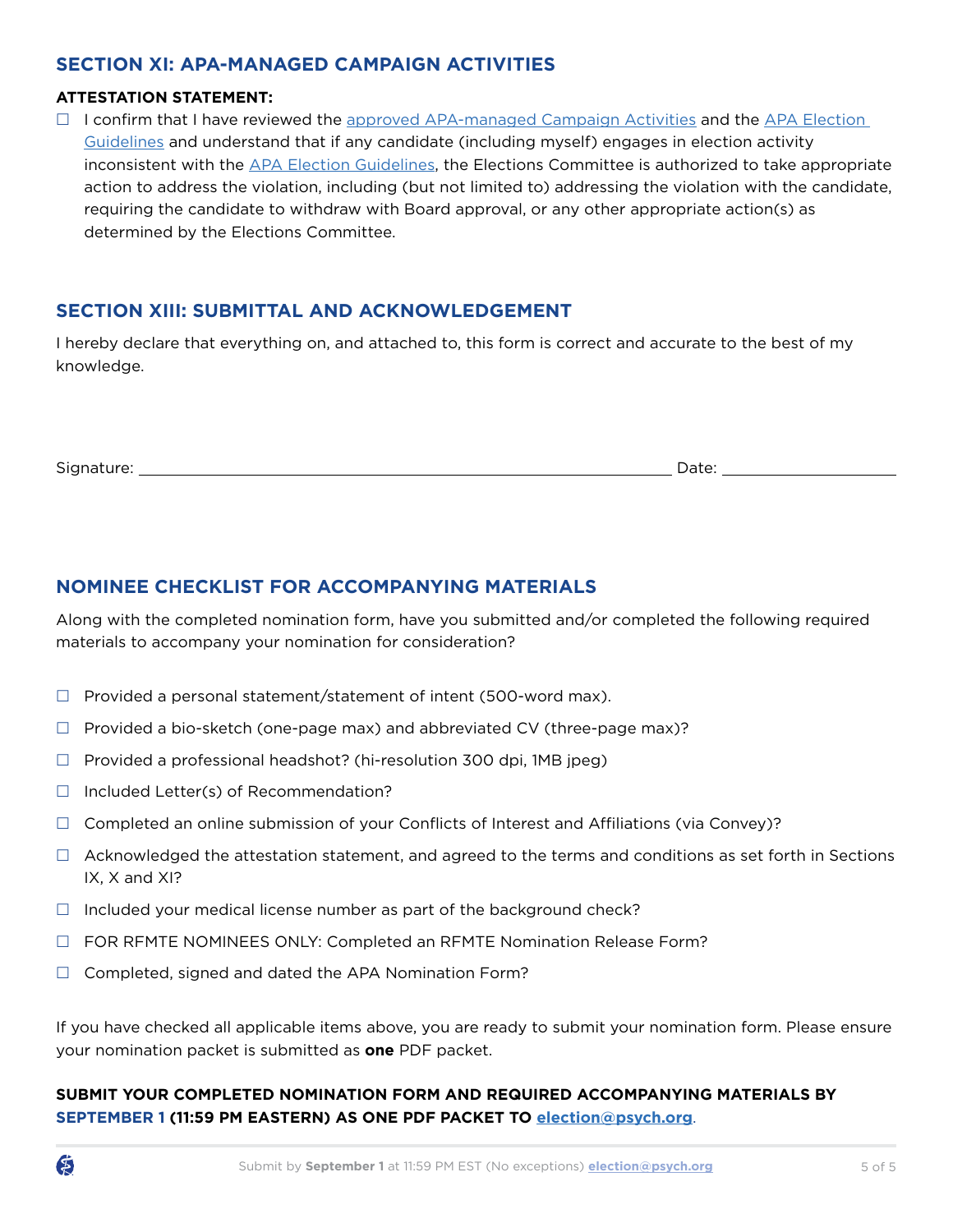## SECTION XI: APA-MANAGED CAMPAIGN ACTIVITIES

**ATTESTATION STATEMENT:**

☐ I confirm that I have reviewed the approved APA-managed Campaign Activities and the APA Election Guidelines and understand that if any candidate (including myself) engages in election activity inconsistent with the APA Election Guidelines, the Elections Committee is authorized to take appropriate action to address the violation, including (but not limited to) addressing the violation with the candidate, requiring the candidate to withdraw with Board approval, or any other appropriate action(s) as determined by the Elections Committee.

## SECTION XIII: SUBMITTAL AND ACKNOWLEDGEMENT

I hereby declare that everything on, and attached to, this form is correct and accurate to the best of my knowledge.

Signature: ______________________________ Date: ______________

## NOMINEE CHECKLIST FOR ACCOMPANYING MATERIALS

Along with the completed nomination form, have you submitted and/or completed the following required materials to accompany your nomination for consideration?

☐ Provided a personal statement/statement of intent (500-word max).

☐ Provided a bio-sketch (one-page max) and abbreviated CV (three-page max)?

☐ Provided a professional headshot? (hi-resolution 300 dpi, 1MB jpeg)

☐ Included Letter(s) of Recommendation?

☐ Completed an online submission of your Conflicts of Interest and Affiliations (via Convey)?

☐ Acknowledged the attestation statement, and agreed to the terms and conditions as set forth in Sections IX, X and XI?

☐ Included your medical license number as part of the background check?

☐ FOR RFMTE NOMINEES ONLY: Completed an RFMTE Nomination Release Form?

☐ Completed, signed and dated the APA Nomination Form?

If you have checked all applicable items above, you are ready to submit your nomination form. Please ensure your nomination packet is submitted as **one** PDF packet.

**SUBMIT YOUR COMPLETED NOMINATION FORM AND REQUIRED ACCOMPANYING MATERIALS BY SEPTEMBER 1 (11:59 PM EASTERN) AS ONE PDF PACKET TO election@psych.org**.